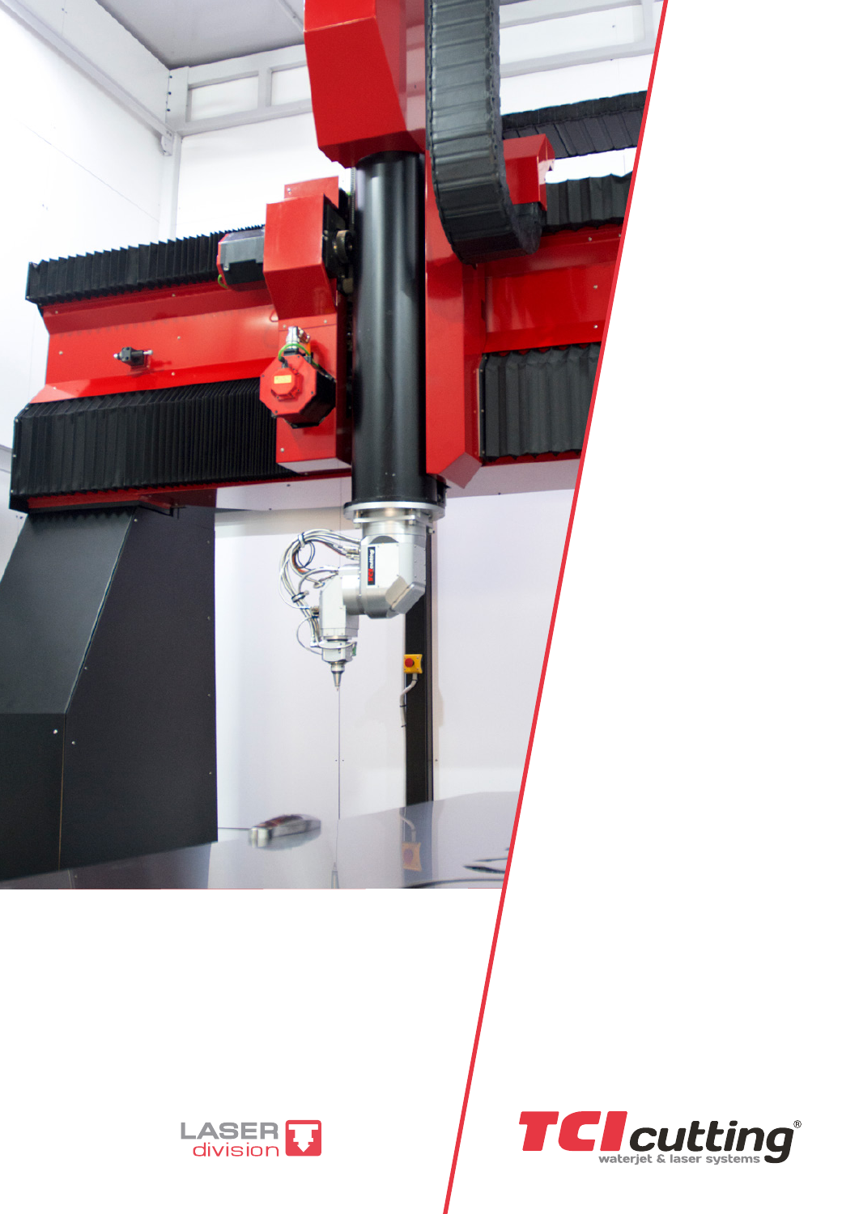LASER division

TCI cutting®

waterjet & laser systems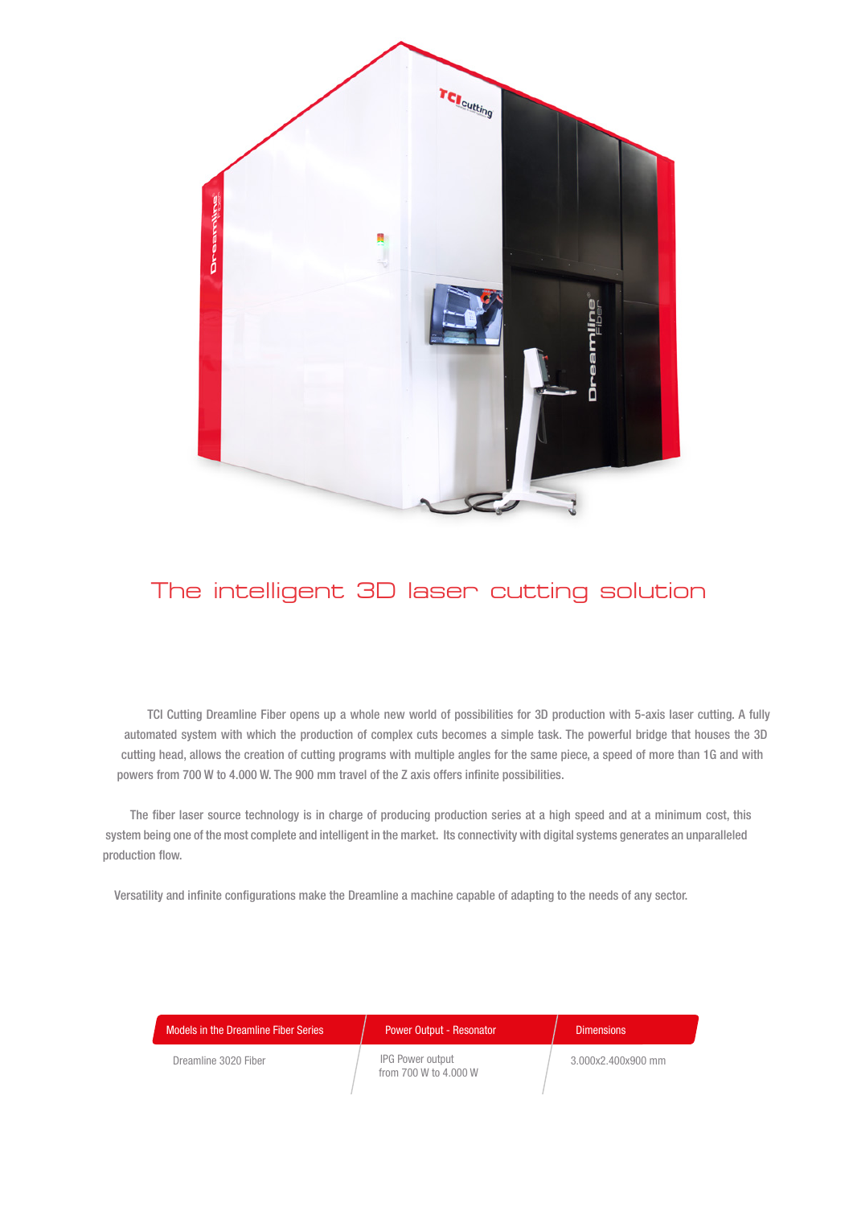# The intelligent 3D laser cutting solution

TCI Cutting Dreamline Fiber opens up a whole new world of possibilities for 3D production with 5-axis laser cutting. A fully automated system with which the production of complex cuts becomes a simple task. The powerful bridge that houses the 3D cutting head, allows the creation of cutting programs with multiple angles for the same piece, a speed of more than 1G and with powers from 700 W to 4.000 W. The 900 mm travel of the Z axis offers infinite possibilities.

The fiber laser source technology is in charge of producing production series at a high speed and at a minimum cost, this system being one of the most complete and intelligent in the market. Its connectivity with digital systems generates an unparalleled production flow.

Versatility and infinite configurations make the Dreamline a machine capable of adapting to the needs of any sector.

| Models in the Dreamline Fiber Series | Power Output - Resonator | Dimensions |
|---|---|---|
| Dreamline 3020 Fiber | IPG Power output from 700 W to 4.000 W | 3.000x2.400x900 mm |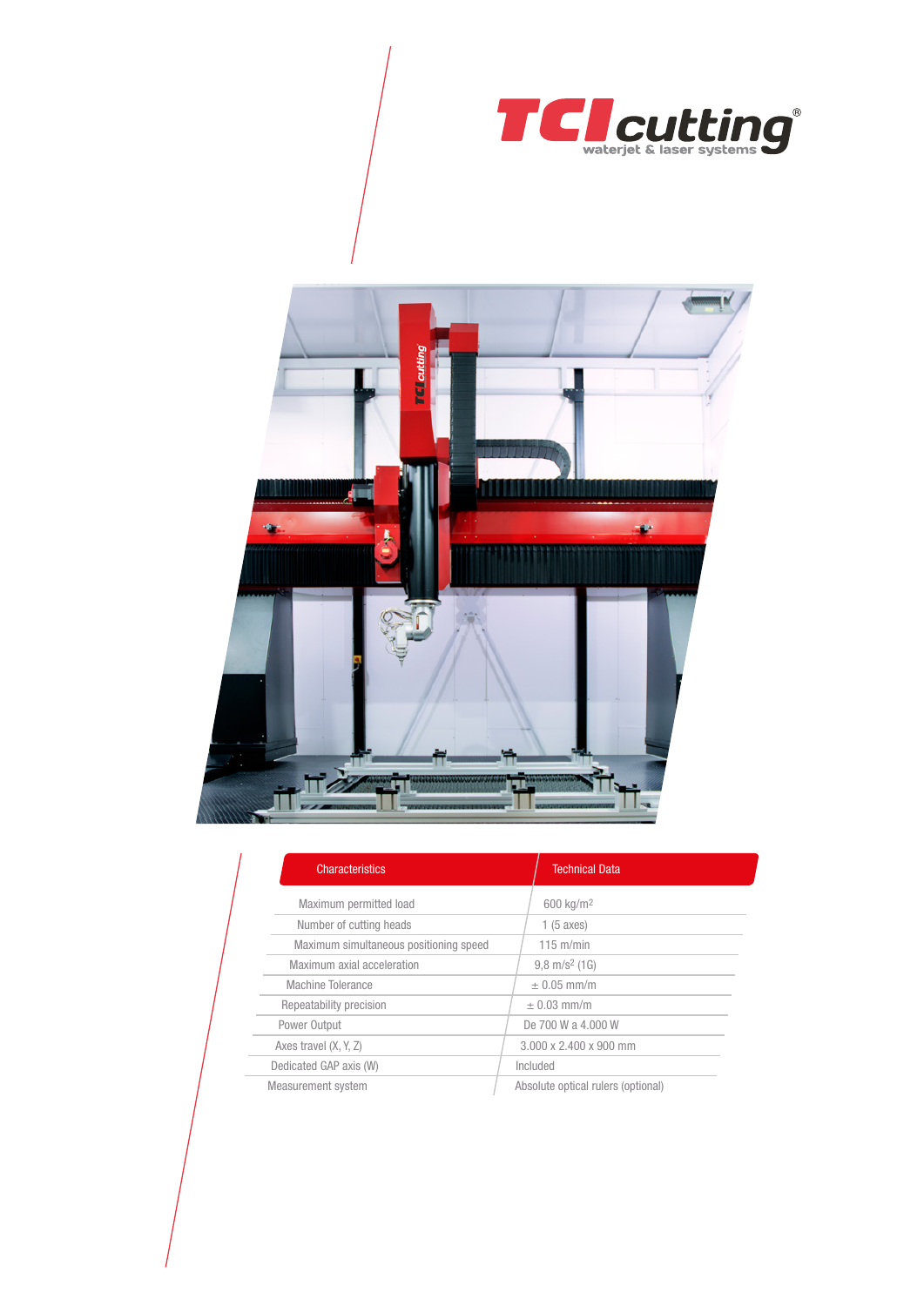| Characteristics | Technical Data |
|---|---|
| Maximum permitted load | 600 kg/m$^2$ |
| Number of cutting heads | 1 (5 axes) |
| Maximum simultaneous positioning speed | 115 m/min |
| Maximum axial acceleration | 9,8 m/s$^2$ (1G) |
| Machine Tolerance | ± 0.05 mm/m |
| Repeatability precision | ± 0.03 mm/m |
| Power Output | De 700 W a 4.000 W |
| Axes travel (X, Y, Z) | 3.000 x 2.400 x 900 mm |
| Dedicated GAP axis (W) | Included |
| Measurement system | Absolute optical rulers (optional) |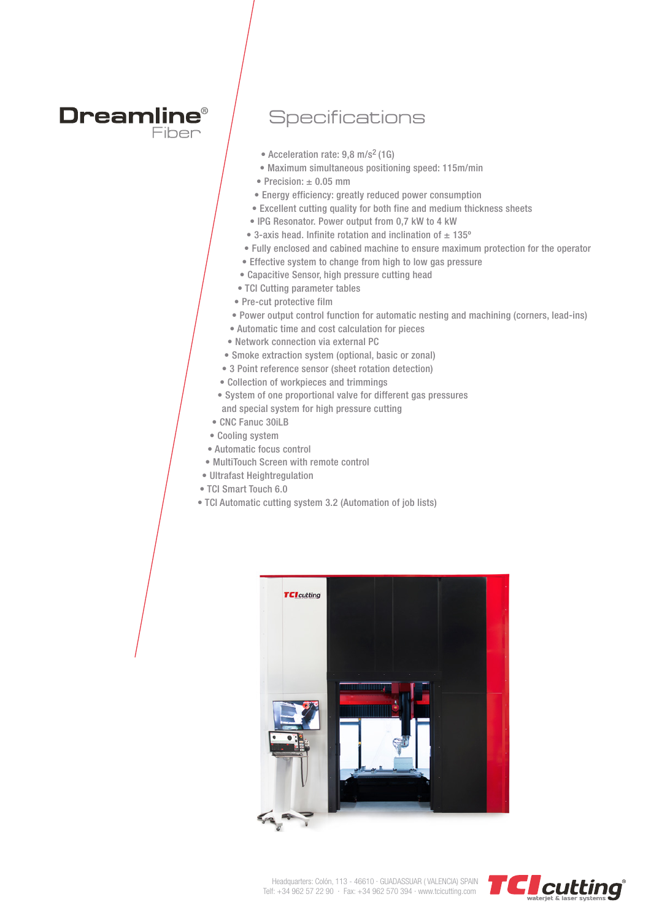# Dreamline® Fiber

## Specifications

- Acceleration rate: 9,8 m/s$^2$ (1G)
- Maximum simultaneous positioning speed: 115m/min
- Precision: ± 0.05 mm
- Energy efficiency: greatly reduced power consumption
- Excellent cutting quality for both fine and medium thickness sheets
- IPG Resonator. Power output from 0,7 kW to 4 kW
- 3-axis head. Infinite rotation and inclination of ± 135º
- Fully enclosed and cabined machine to ensure maximum protection for the operator
- Effective system to change from high to low gas pressure
- Capacitive Sensor, high pressure cutting head
- TCI Cutting parameter tables
- Pre-cut protective film
- Power output control function for automatic nesting and machining (corners, lead-ins)
- Automatic time and cost calculation for pieces
- Network connection via external PC
- Smoke extraction system (optional, basic or zonal)
- 3 Point reference sensor (sheet rotation detection)
- Collection of workpieces and trimmings
- System of one proportional valve for different gas pressures and special system for high pressure cutting
- CNC Fanuc 30iLB
- Cooling system
- Automatic focus control
- MultiTouch Screen with remote control
- Ultrafast Heightregulation
- TCI Smart Touch 6.0
- TCI Automatic cutting system 3.2 (Automation of job lists)

Headquarters: Colón, 113 - 46610 · GUADASSUAR (VALENCIA) SPAIN
Telf: +34 962 57 22 90 · Fax: +34 962 570 394 · www.tcicutting.com

TCI cutting® waterjet & laser systems